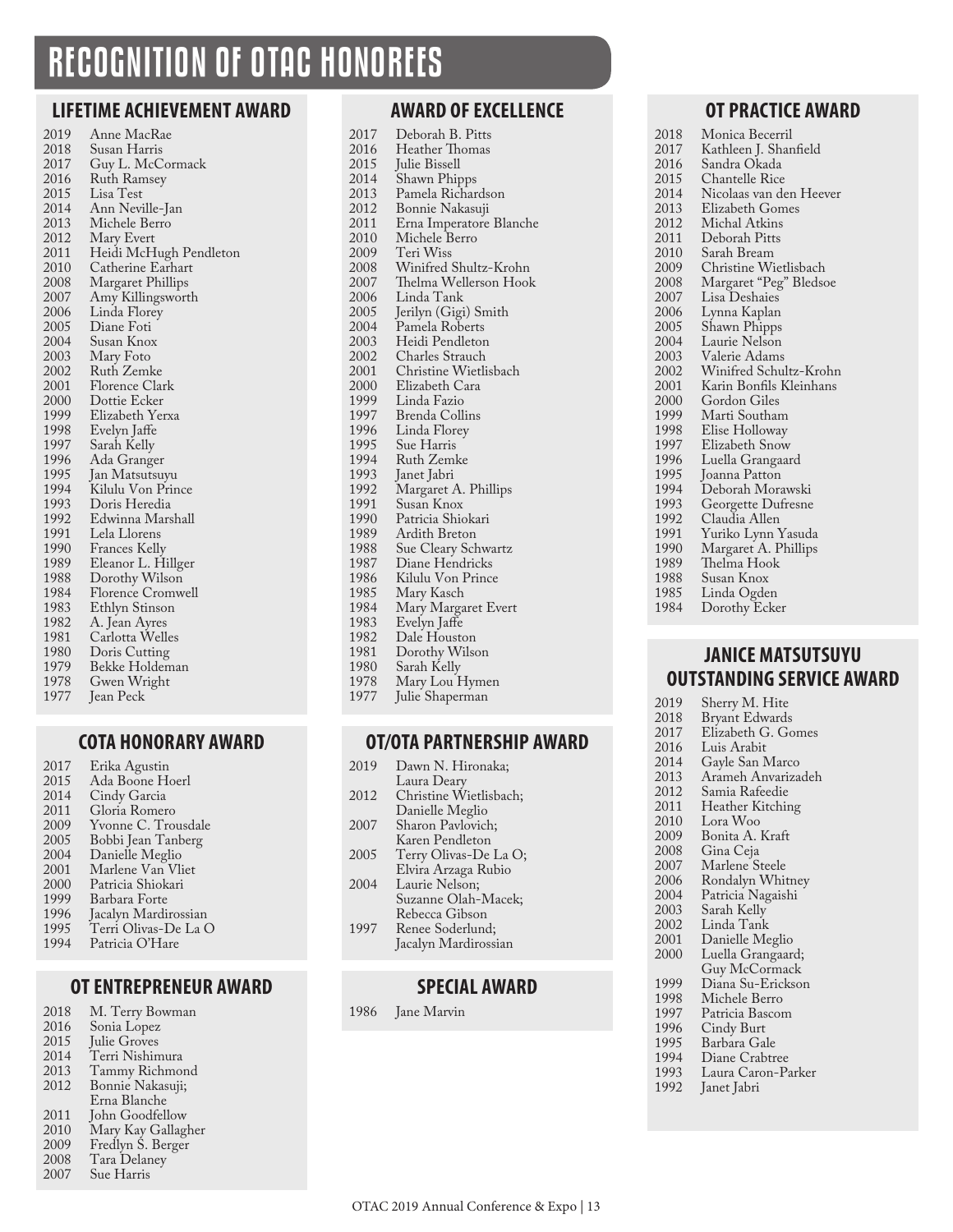# RECOGNITION OF OTAC HONOREES

## LIFETIME ACHIEVEMENT AWARD

| Year | Honoree |
|---|---|
| 2019 | Anne MacRae |
| 2018 | Susan Harris |
| 2017 | Guy L. McCormack |
| 2016 | Ruth Ramsey |
| 2015 | Lisa Test |
| 2014 | Ann Neville-Jan |
| 2013 | Michele Berro |
| 2012 | Mary Evert |
| 2011 | Heidi McHugh Pendleton |
| 2010 | Catherine Earhart |
| 2008 | Margaret Phillips |
| 2007 | Amy Killingsworth |
| 2006 | Linda Florey |
| 2005 | Diane Foti |
| 2004 | Susan Knox |
| 2003 | Mary Foto |
| 2002 | Ruth Zemke |
| 2001 | Florence Clark |
| 2000 | Dottie Ecker |
| 1999 | Elizabeth Yerxa |
| 1998 | Evelyn Jaffe |
| 1997 | Sarah Kelly |
| 1996 | Ada Granger |
| 1995 | Jan Matsutsuyu |
| 1994 | Kilulu Von Prince |
| 1993 | Doris Heredia |
| 1992 | Edwinna Marshall |
| 1991 | Lela Llorens |
| 1990 | Frances Kelly |
| 1989 | Eleanor L. Hillger |
| 1988 | Dorothy Wilson |
| 1984 | Florence Cromwell |
| 1983 | Ethlyn Stinson |
| 1982 | A. Jean Ayres |
| 1981 | Carlotta Welles |
| 1980 | Doris Cutting |
| 1979 | Bekke Holdeman |
| 1978 | Gwen Wright |
| 1977 | Jean Peck |

## COTA HONORARY AWARD

| Year | Honoree |
|---|---|
| 2017 | Erika Agustin |
| 2015 | Ada Boone Hoerl |
| 2014 | Cindy Garcia |
| 2011 | Gloria Romero |
| 2009 | Yvonne C. Trousdale |
| 2005 | Bobbi Jean Tanberg |
| 2004 | Danielle Meglio |
| 2001 | Marlene Van Vliet |
| 2000 | Patricia Shiokari |
| 1999 | Barbara Forte |
| 1996 | Jacalyn Mardirossian |
| 1995 | Terri Olivas-De La O |
| 1994 | Patricia O'Hare |

## OT ENTREPRENEUR AWARD

| Year | Honoree |
|---|---|
| 2018 | M. Terry Bowman |
| 2016 | Sonia Lopez |
| 2015 | Julie Groves |
| 2014 | Terri Nishimura |
| 2013 | Tammy Richmond |
| 2012 | Bonnie Nakasuji; Erna Blanche |
| 2011 | John Goodfellow |
| 2010 | Mary Kay Gallagher |
| 2009 | Fredlyn S. Berger |
| 2008 | Tara Delaney |
| 2007 | Sue Harris |

## AWARD OF EXCELLENCE

| Year | Honoree |
|---|---|
| 2017 | Deborah B. Pitts |
| 2016 | Heather Thomas |
| 2015 | Julie Bissell |
| 2014 | Shawn Phipps |
| 2013 | Pamela Richardson |
| 2012 | Bonnie Nakasuji |
| 2011 | Erna Imperatore Blanche |
| 2010 | Michele Berro |
| 2009 | Teri Wiss |
| 2008 | Winifred Shultz-Krohn |
| 2007 | Thelma Wellerson Hook |
| 2006 | Linda Tank |
| 2005 | Jerilyn (Gigi) Smith |
| 2004 | Pamela Roberts |
| 2003 | Heidi Pendleton |
| 2002 | Charles Strauch |
| 2001 | Christine Wietlisbach |
| 2000 | Elizabeth Cara |
| 1999 | Linda Fazio |
| 1997 | Brenda Collins |
| 1996 | Linda Florey |
| 1995 | Sue Harris |
| 1994 | Ruth Zemke |
| 1993 | Janet Jabri |
| 1992 | Margaret A. Phillips |
| 1991 | Susan Knox |
| 1990 | Patricia Shiokari |
| 1989 | Ardith Breton |
| 1988 | Sue Cleary Schwartz |
| 1987 | Diane Hendricks |
| 1986 | Kilulu Von Prince |
| 1985 | Mary Kasch |
| 1984 | Mary Margaret Evert |
| 1983 | Evelyn Jaffe |
| 1982 | Dale Houston |
| 1981 | Dorothy Wilson |
| 1980 | Sarah Kelly |
| 1978 | Mary Lou Hymen |
| 1977 | Julie Shaperman |

## OT/OTA PARTNERSHIP AWARD

| Year | Honorees |
|---|---|
| 2019 | Dawn N. Hironaka; Laura Deary |
| 2012 | Christine Wietlisbach; Danielle Meglio |
| 2007 | Sharon Pavlovich; Karen Pendleton |
| 2005 | Terry Olivas-De La O; Elvira Arzaga Rubio |
| 2004 | Laurie Nelson; Suzanne Olah-Macek; Rebecca Gibson |
| 1997 | Renee Soderlund; Jacalyn Mardirossian |

## SPECIAL AWARD

| Year | Honoree |
|---|---|
| 1986 | Jane Marvin |

## OT PRACTICE AWARD

| Year | Honoree |
|---|---|
| 2018 | Monica Becerril |
| 2017 | Kathleen J. Shanfield |
| 2016 | Sandra Okada |
| 2015 | Chantelle Rice |
| 2014 | Nicolaas van den Heever |
| 2013 | Elizabeth Gomes |
| 2012 | Michal Atkins |
| 2011 | Deborah Pitts |
| 2010 | Sarah Bream |
| 2009 | Christine Wietlisbach |
| 2008 | Margaret "Peg" Bledsoe |
| 2007 | Lisa Deshaies |
| 2006 | Lynna Kaplan |
| 2005 | Shawn Phipps |
| 2004 | Laurie Nelson |
| 2003 | Valerie Adams |
| 2002 | Winifred Schultz-Krohn |
| 2001 | Karin Bonfils Kleinhans |
| 2000 | Gordon Giles |
| 1999 | Marti Southam |
| 1998 | Elise Holloway |
| 1997 | Elizabeth Snow |
| 1996 | Luella Grangaard |
| 1995 | Joanna Patton |
| 1994 | Deborah Morawski |
| 1993 | Georgette Dufresne |
| 1992 | Claudia Allen |
| 1991 | Yuriko Lynn Yasuda |
| 1990 | Margaret A. Phillips |
| 1989 | Thelma Hook |
| 1988 | Susan Knox |
| 1985 | Linda Ogden |
| 1984 | Dorothy Ecker |

## JANICE MATSUTSUYU OUTSTANDING SERVICE AWARD

| Year | Honoree |
|---|---|
| 2019 | Sherry M. Hite |
| 2018 | Bryant Edwards |
| 2017 | Elizabeth G. Gomes |
| 2016 | Luis Arabit |
| 2014 | Gayle San Marco |
| 2013 | Arameh Anvarizadeh |
| 2012 | Samia Rafeedie |
| 2011 | Heather Kitching |
| 2010 | Lora Woo |
| 2009 | Bonita A. Kraft |
| 2008 | Gina Ceja |
| 2007 | Marlene Steele |
| 2006 | Rondalyn Whitney |
| 2004 | Patricia Nagaishi |
| 2003 | Sarah Kelly |
| 2002 | Linda Tank |
| 2001 | Danielle Meglio |
| 2000 | Luella Grangaard; Guy McCormack |
| 1999 | Diana Su-Erickson |
| 1998 | Michele Berro |
| 1997 | Patricia Bascom |
| 1996 | Cindy Burt |
| 1995 | Barbara Gale |
| 1994 | Diane Crabtree |
| 1993 | Laura Caron-Parker |
| 1992 | Janet Jabri |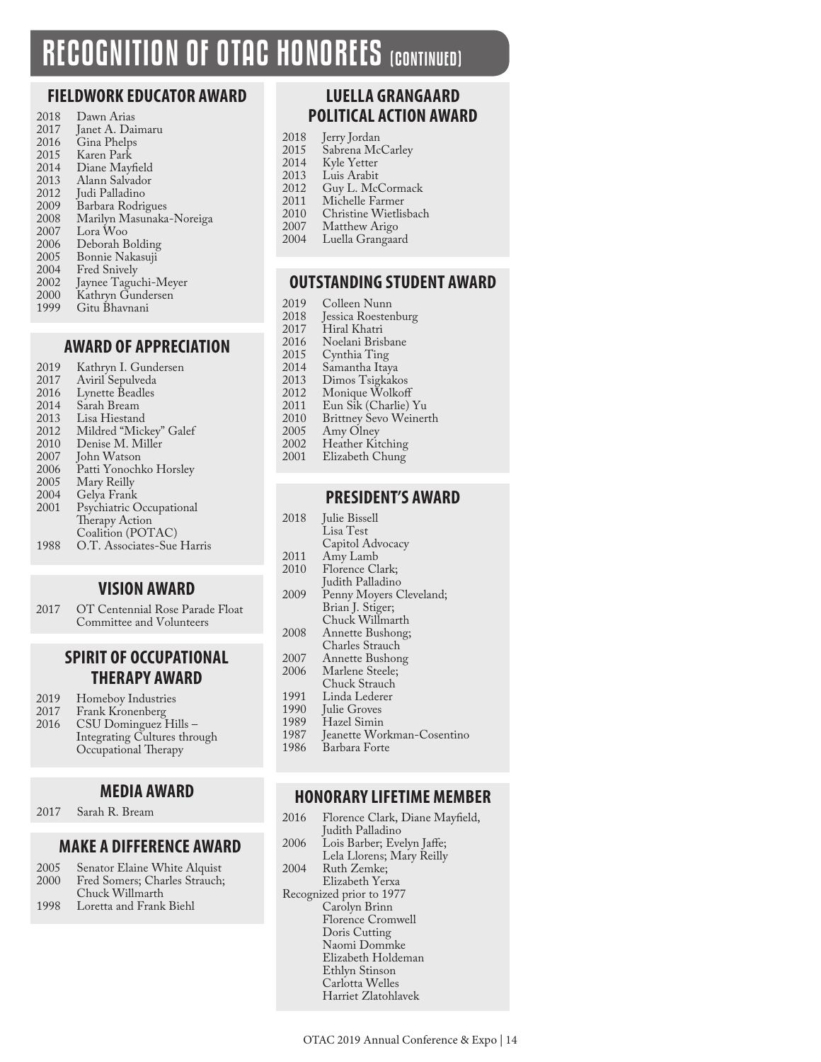# RECOGNITION OF OTAC HONOREES (CONTINUED)

## FIELDWORK EDUCATOR AWARD

2018 Dawn Arias
2017 Janet A. Daimaru
2016 Gina Phelps
2015 Karen Park
2014 Diane Mayfield
2013 Alann Salvador
2012 Judi Palladino
2009 Barbara Rodrigues
2008 Marilyn Masunaka-Noreiga
2007 Lora Woo
2006 Deborah Bolding
2005 Bonnie Nakasuji
2004 Fred Snively
2002 Jaynee Taguchi-Meyer
2000 Kathryn Gundersen
1999 Gitu Bhavnani

## AWARD OF APPRECIATION

2019 Kathryn I. Gundersen
2017 Aviril Sepulveda
2016 Lynette Beadles
2014 Sarah Bream
2013 Lisa Hiestand
2012 Mildred "Mickey" Galef
2010 Denise M. Miller
2007 John Watson
2006 Patti Yonochko Horsley
2005 Mary Reilly
2004 Gelya Frank
2001 Psychiatric Occupational Therapy Action Coalition (POTAC)
1988 O.T. Associates-Sue Harris

## VISION AWARD

2017 OT Centennial Rose Parade Float Committee and Volunteers

## SPIRIT OF OCCUPATIONAL THERAPY AWARD

2019 Homeboy Industries
2017 Frank Kronenberg
2016 CSU Dominguez Hills – Integrating Cultures through Occupational Therapy

## MEDIA AWARD

2017 Sarah R. Bream

## MAKE A DIFFERENCE AWARD

2005 Senator Elaine White Alquist
2000 Fred Somers; Charles Strauch; Chuck Willmarth
1998 Loretta and Frank Biehl

## LUELLA GRANGAARD POLITICAL ACTION AWARD

2018 Jerry Jordan
2015 Sabrena McCarley
2014 Kyle Yetter
2013 Luis Arabit
2012 Guy L. McCormack
2011 Michelle Farmer
2010 Christine Wietlisbach
2007 Matthew Arigo
2004 Luella Grangaard

## OUTSTANDING STUDENT AWARD

2019 Colleen Nunn
2018 Jessica Roestenburg
2017 Hiral Khatri
2016 Noelani Brisbane
2015 Cynthia Ting
2014 Samantha Itaya
2013 Dimos Tsigkakos
2012 Monique Wolkoff
2011 Eun Sik (Charlie) Yu
2010 Brittney Sevo Weinerth
2005 Amy Olney
2002 Heather Kitching
2001 Elizabeth Chung

## PRESIDENT'S AWARD

2018 Julie Bissell
Lisa Test
Capitol Advocacy
2011 Amy Lamb
2010 Florence Clark;
Judith Palladino
2009 Penny Moyers Cleveland;
Brian J. Stiger;
Chuck Willmarth
2008 Annette Bushong;
Charles Strauch
2007 Annette Bushong
2006 Marlene Steele;
Chuck Strauch
1991 Linda Lederer
1990 Julie Groves
1989 Hazel Simin
1987 Jeanette Workman-Cosentino
1986 Barbara Forte

## HONORARY LIFETIME MEMBER

2016 Florence Clark, Diane Mayfield, Judith Palladino
2006 Lois Barber; Evelyn Jaffe; Lela Llorens; Mary Reilly
2004 Ruth Zemke; Elizabeth Yerxa

Recognized prior to 1977
Carolyn Brinn
Florence Cromwell
Doris Cutting
Naomi Dommke
Elizabeth Holdeman
Ethlyn Stinson
Carlotta Welles
Harriet Zlatohlavek